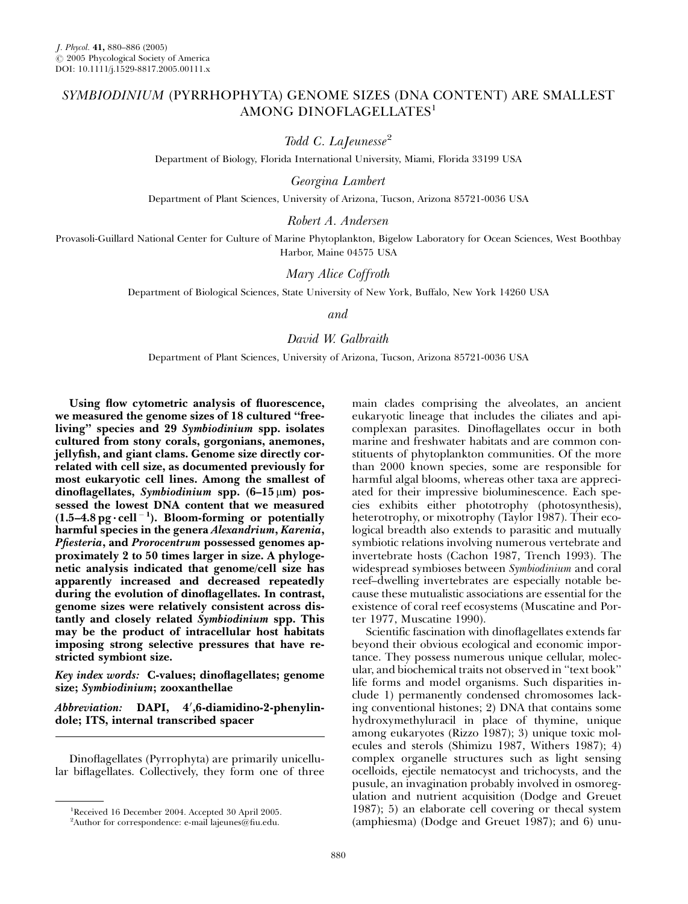# *SYMBIODINIUM* (PYRRHOPHYTA) GENOME SIZES (DNA CONTENT) ARE SMALLEST AMONG DINOFLAGELLATES[1]

*Todd C. LaJeunesse*[2]

Department of Biology, Florida International University, Miami, Florida 33199 USA

*Georgina Lambert*

Department of Plant Sciences, University of Arizona, Tucson, Arizona 85721-0036 USA

*Robert A. Andersen*

Provasoli-Guillard National Center for Culture of Marine Phytoplankton, Bigelow Laboratory for Ocean Sciences, West Boothbay Harbor, Maine 04575 USA

*Mary Alice Coffroth*

Department of Biological Sciences, State University of New York, Buffalo, New York 14260 USA

*and*

*David W. Galbraith*

Department of Plant Sciences, University of Arizona, Tucson, Arizona 85721-0036 USA

**Using flow cytometric analysis of fluorescence, we measured the genome sizes of 18 cultured "free-living" species and 29 *Symbiodinium* spp. isolates cultured from stony corals, gorgonians, anemones, jellyfish, and giant clams. Genome size directly correlated with cell size, as documented previously for most eukaryotic cell lines. Among the smallest of dinoflagellates, *Symbiodinium* spp. (6–15 μm) possessed the lowest DNA content that we measured (1.5–4.8 pg · cell$^{-1}$). Bloom-forming or potentially harmful species in the genera *Alexandrium*, *Karenia*, *Pfiesteria*, and *Prorocentrum* possessed genomes approximately 2 to 50 times larger in size. A phylogenetic analysis indicated that genome/cell size has apparently increased and decreased repeatedly during the evolution of dinoflagellates. In contrast, genome sizes were relatively consistent across distantly and closely related *Symbiodinium* spp. This may be the product of intracellular host habitats imposing strong selective pressures that have restricted symbiont size.**

***Key index words:*** **C-values; dinoflagellates; genome size; *Symbiodinium*; zooxanthellae**

***Abbreviation:*** **DAPI, 4′,6-diamidino-2-phenylindole; ITS, internal transcribed spacer**

Dinoflagellates (Pyrrophyta) are primarily unicellular biflagellates. Collectively, they form one of three main clades comprising the alveolates, an ancient eukaryotic lineage that includes the ciliates and apicomplexan parasites. Dinoflagellates occur in both marine and freshwater habitats and are common constituents of phytoplankton communities. Of the more than 2000 known species, some are responsible for harmful algal blooms, whereas other taxa are appreciated for their impressive bioluminescence. Each species exhibits either phototrophy (photosynthesis), heterotrophy, or mixotrophy (Taylor 1987). Their ecological breadth also extends to parasitic and mutually symbiotic relations involving numerous vertebrate and invertebrate hosts (Cachon 1987, Trench 1993). The widespread symbioses between *Symbiodinium* and coral reef–dwelling invertebrates are especially notable because these mutualistic associations are essential for the existence of coral reef ecosystems (Muscatine and Porter 1977, Muscatine 1990).

Scientific fascination with dinoflagellates extends far beyond their obvious ecological and economic importance. They possess numerous unique cellular, molecular, and biochemical traits not observed in "text book" life forms and model organisms. Such disparities include 1) permanently condensed chromosomes lacking conventional histones; 2) DNA that contains some hydroxymethyluracil in place of thymine, unique among eukaryotes (Rizzo 1987); 3) unique toxic molecules and sterols (Shimizu 1987, Withers 1987); 4) complex organelle structures such as light sensing ocelloids, ejectile nematocyst and trichocysts, and the pusule, an invagination probably involved in osmoregulation and nutrient acquisition (Dodge and Greuet 1987); 5) an elaborate cell covering or thecal system (amphiesma) (Dodge and Greuet 1987); and 6) unu-

[1]Received 16 December 2004. Accepted 30 April 2005.

[2]Author for correspondence: e-mail lajeunes@fiu.edu.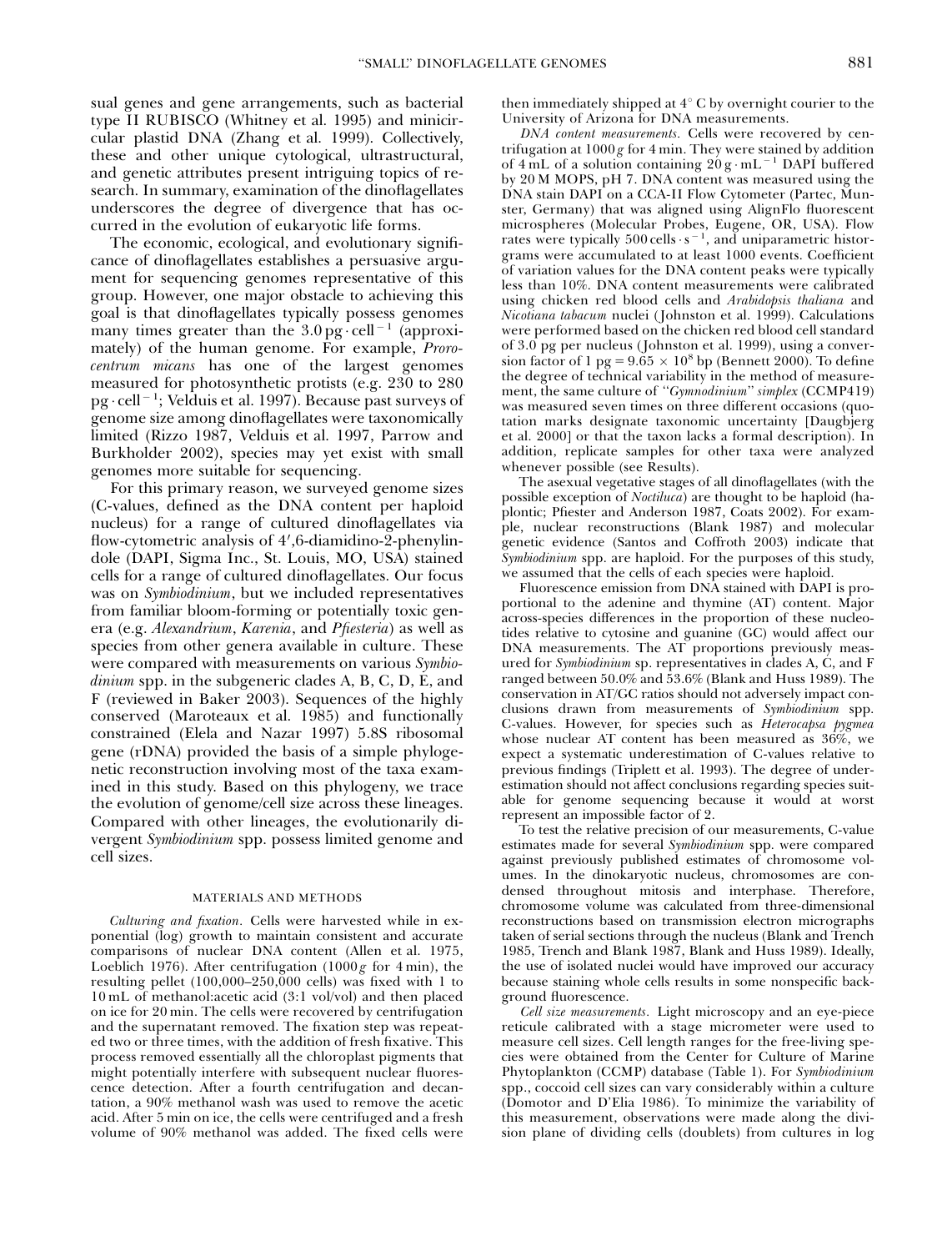sual genes and gene arrangements, such as bacterial type II RUBISCO (Whitney et al. 1995) and minicircular plastid DNA (Zhang et al. 1999). Collectively, these and other unique cytological, ultrastructural, and genetic attributes present intriguing topics of research. In summary, examination of the dinoflagellates underscores the degree of divergence that has occurred in the evolution of eukaryotic life forms.

The economic, ecological, and evolutionary significance of dinoflagellates establishes a persuasive argument for sequencing genomes representative of this group. However, one major obstacle to achieving this goal is that dinoflagellates typically possess genomes many times greater than the $3.0\,\text{pg} \cdot \text{cell}^{-1}$ (approximately) of the human genome. For example, *Prorocentrum micans* has one of the largest genomes measured for photosynthetic protists (e.g. 230 to 280 $\text{pg} \cdot \text{cell}^{-1}$; Velduis et al. 1997). Because past surveys of genome size among dinoflagellates were taxonomically limited (Rizzo 1987, Velduis et al. 1997, Parrow and Burkholder 2002), species may yet exist with small genomes more suitable for sequencing.

For this primary reason, we surveyed genome sizes (C-values, defined as the DNA content per haploid nucleus) for a range of cultured dinoflagellates via flow-cytometric analysis of 4′,6-diamidino-2-phenylindole (DAPI, Sigma Inc., St. Louis, MO, USA) stained cells for a range of cultured dinoflagellates. Our focus was on *Symbiodinium*, but we included representatives from familiar bloom-forming or potentially toxic genera (e.g. *Alexandrium*, *Karenia*, and *Pfiesteria*) as well as species from other genera available in culture. These were compared with measurements on various *Symbiodinium* spp. in the subgeneric clades A, B, C, D, E, and F (reviewed in Baker 2003). Sequences of the highly conserved (Maroteaux et al. 1985) and functionally constrained (Elela and Nazar 1997) 5.8S ribosomal gene (rDNA) provided the basis of a simple phylogenetic reconstruction involving most of the taxa examined in this study. Based on this phylogeny, we trace the evolution of genome/cell size across these lineages. Compared with other lineages, the evolutionarily divergent *Symbiodinium* spp. possess limited genome and cell sizes.

## MATERIALS AND METHODS

*Culturing and fixation.* Cells were harvested while in exponential (log) growth to maintain consistent and accurate comparisons of nuclear DNA content (Allen et al. 1975, Loeblich 1976). After centrifugation ($1000g$ for 4 min), the resulting pellet (100,000–250,000 cells) was fixed with 1 to 10 mL of methanol:acetic acid (3:1 vol/vol) and then placed on ice for 20 min. The cells were recovered by centrifugation and the supernatant removed. The fixation step was repeated two or three times, with the addition of fresh fixative. This process removed essentially all the chloroplast pigments that might potentially interfere with subsequent nuclear fluorescence detection. After a fourth centrifugation and decantation, a 90% methanol wash was used to remove the acetic acid. After 5 min on ice, the cells were centrifuged and a fresh volume of 90% methanol was added. The fixed cells were then immediately shipped at 4° C by overnight courier to the University of Arizona for DNA measurements.

*DNA content measurements.* Cells were recovered by centrifugation at $1000g$ for 4 min. They were stained by addition of 4 mL of a solution containing $20\,\text{g} \cdot \text{mL}^{-1}$ DAPI buffered by 20 M MOPS, pH 7. DNA content was measured using the DNA stain DAPI on a CCA-II Flow Cytometer (Partec, Munster, Germany) that was aligned using AlignFlo fluorescent microspheres (Molecular Probes, Eugene, OR, USA). Flow rates were typically $500\,\text{cells} \cdot \text{s}^{-1}$, and uniparametric historgrams were accumulated to at least 1000 events. Coefficient of variation values for the DNA content peaks were typically less than 10%. DNA content measurements were calibrated using chicken red blood cells and *Arabidopsis thaliana* and *Nicotiana tabacum* nuclei (Johnston et al. 1999). Calculations were performed based on the chicken red blood cell standard of 3.0 pg per nucleus (Johnston et al. 1999), using a conversion factor of 1 pg $= 9.65 \times 10^8$ bp (Bennett 2000). To define the degree of technical variability in the method of measurement, the same culture of "*Gymnodinium*" *simplex* (CCMP419) was measured seven times on three different occasions (quotation marks designate taxonomic uncertainty [Daugbjerg et al. 2000] or that the taxon lacks a formal description). In addition, replicate samples for other taxa were analyzed whenever possible (see Results).

The asexual vegetative stages of all dinoflagellates (with the possible exception of *Noctiluca*) are thought to be haploid (haplontic; Pfiester and Anderson 1987, Coats 2002). For example, nuclear reconstructions (Blank 1987) and molecular genetic evidence (Santos and Coffroth 2003) indicate that *Symbiodinium* spp. are haploid. For the purposes of this study, we assumed that the cells of each species were haploid.

Fluorescence emission from DNA stained with DAPI is proportional to the adenine and thymine (AT) content. Major across-species differences in the proportion of these nucleotides relative to cytosine and guanine (GC) would affect our DNA measurements. The AT proportions previously measured for *Symbiodinium* sp. representatives in clades A, C, and F ranged between 50.0% and 53.6% (Blank and Huss 1989). The conservation in AT/GC ratios should not adversely impact conclusions drawn from measurements of *Symbiodinium* spp. C-values. However, for species such as *Heterocapsa pygmea* whose nuclear AT content has been measured as 36%, we expect a systematic underestimation of C-values relative to previous findings (Triplett et al. 1993). The degree of underestimation should not affect conclusions regarding species suitable for genome sequencing because it would at worst represent an impossible factor of 2.

To test the relative precision of our measurements, C-value estimates made for several *Symbiodinium* spp. were compared against previously published estimates of chromosome volumes. In the dinokaryotic nucleus, chromosomes are condensed throughout mitosis and interphase. Therefore, chromosome volume was calculated from three-dimensional reconstructions based on transmission electron micrographs taken of serial sections through the nucleus (Blank and Trench 1985, Trench and Blank 1987, Blank and Huss 1989). Ideally, the use of isolated nuclei would have improved our accuracy because staining whole cells results in some nonspecific background fluorescence.

*Cell size measurements.* Light microscopy and an eye-piece reticule calibrated with a stage micrometer were used to measure cell sizes. Cell length ranges for the free-living species were obtained from the Center for Culture of Marine Phytoplankton (CCMP) database (Table 1). For *Symbiodinium* spp., coccoid cell sizes can vary considerably within a culture (Domotor and D'Elia 1986). To minimize the variability of this measurement, observations were made along the division plane of dividing cells (doublets) from cultures in log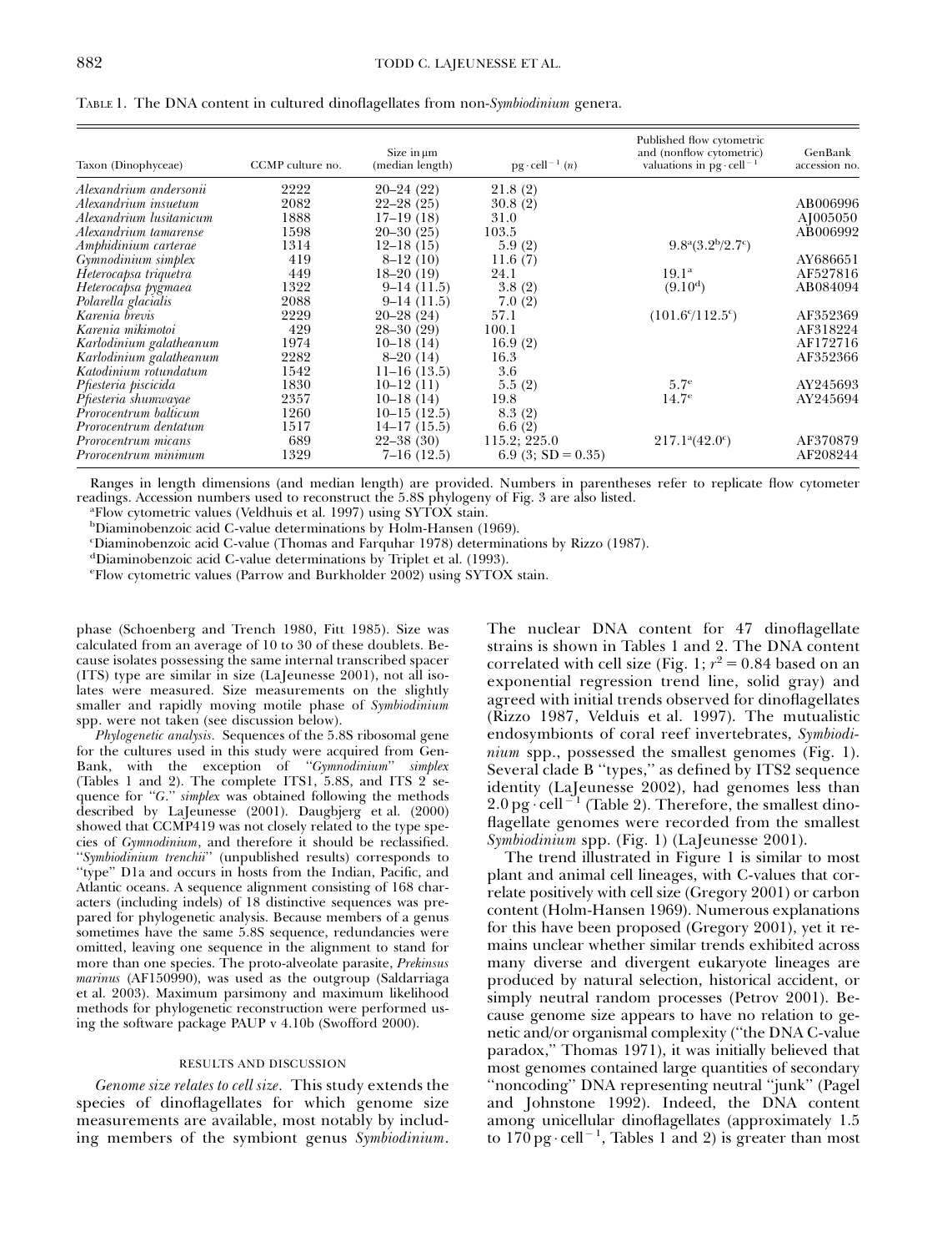Table 1. The DNA content in cultured dinoflagellates from non-*Symbiodinium* genera.

| Taxon (Dinophyceae) | CCMP culture no. | Size in µm (median length) | $pg \cdot cell^{-1}$ (*n*) | Published flow cytometric and (nonflow cytometric) valuations in $pg \cdot cell^{-1}$ | GenBank accession no. |
|---|---|---|---|---|---|
| *Alexandrium andersonii* | 2222 | 20–24 (22) | 21.8 (2) | | |
| *Alexandrium insuetum* | 2082 | 22–28 (25) | 30.8 (2) | | AB006996 |
| *Alexandrium lusitanicum* | 1888 | 17–19 (18) | 31.0 | | AJ005050 |
| *Alexandrium tamarense* | 1598 | 20–30 (25) | 103.5 | | AB006992 |
| *Amphidinium carterae* | 1314 | 12–18 (15) | 5.9 (2) | 9.8[a](3.2[b]/2.7[c]) | |
| *Gymnodinium simplex* | 419 | 8–12 (10) | 11.6 (7) | | AY686651 |
| *Heterocapsa triquetra* | 449 | 18–20 (19) | 24.1 | 19.1[a] | AF527816 |
| *Heterocapsa pygmaea* | 1322 | 9–14 (11.5) | 3.8 (2) | (9.10[d]) | AB084094 |
| *Polarella glacialis* | 2088 | 9–14 (11.5) | 7.0 (2) | | |
| *Karenia brevis* | 2229 | 20–28 (24) | 57.1 | (101.6[c]/112.5[c]) | AF352369 |
| *Karenia mikimotoi* | 429 | 28–30 (29) | 100.1 | | AF318224 |
| *Karlodinium galatheanum* | 1974 | 10–18 (14) | 16.9 (2) | | AF172716 |
| *Karlodinium galatheanum* | 2282 | 8–20 (14) | 16.3 | | AF352366 |
| *Katodinium rotundatum* | 1542 | 11–16 (13.5) | 3.6 | | |
| *Pfiesteria piscicida* | 1830 | 10–12 (11) | 5.5 (2) | 5.7[e] | AY245693 |
| *Pfiesteria shumwayae* | 2357 | 10–18 (14) | 19.8 | 14.7[e] | AY245694 |
| *Prorocentrum balticum* | 1260 | 10–15 (12.5) | 8.3 (2) | | |
| *Prorocentrum dentatum* | 1517 | 14–17 (15.5) | 6.6 (2) | | |
| *Prorocentrum micans* | 689 | 22–38 (30) | 115.2; 225.0 | 217.1[a](42.0[c]) | AF370879 |
| *Prorocentrum minimum* | 1329 | 7–16 (12.5) | 6.9 (3; SD = 0.35) | | AF208244 |

Ranges in length dimensions (and median length) are provided. Numbers in parentheses refer to replicate flow cytometer readings. Accession numbers used to reconstruct the 5.8S phylogeny of Fig. 3 are also listed.

[a]Flow cytometric values (Veldhuis et al. 1997) using SYTOX stain.

[b]Diaminobenzoic acid C-value determinations by Holm-Hansen (1969).

[c]Diaminobenzoic acid C-value (Thomas and Farquhar 1978) determinations by Rizzo (1987).

[d]Diaminobenzoic acid C-value determinations by Triplet et al. (1993).

[e]Flow cytometric values (Parrow and Burkholder 2002) using SYTOX stain.

phase (Schoenberg and Trench 1980, Fitt 1985). Size was calculated from an average of 10 to 30 of these doublets. Because isolates possessing the same internal transcribed spacer (ITS) type are similar in size (LaJeunesse 2001), not all isolates were measured. Size measurements on the slightly smaller and rapidly moving motile phase of *Symbiodinium* spp. were not taken (see discussion below).

*Phylogenetic analysis.* Sequences of the 5.8S ribosomal gene for the cultures used in this study were acquired from GenBank, with the exception of "*Gymnodinium*" *simplex* (Tables 1 and 2). The complete ITS1, 5.8S, and ITS 2 sequence for "*G.*" *simplex* was obtained following the methods described by LaJeunesse (2001). Daugbjerg et al. (2000) showed that CCMP419 was not closely related to the type species of *Gymnodinium*, and therefore it should be reclassified. "*Symbiodinium trenchii*" (unpublished results) corresponds to "type" D1a and occurs in hosts from the Indian, Pacific, and Atlantic oceans. A sequence alignment consisting of 168 characters (including indels) of 18 distinctive sequences was prepared for phylogenetic analysis. Because members of a genus sometimes have the same 5.8S sequence, redundancies were omitted, leaving one sequence in the alignment to stand for more than one species. The proto-alveolate parasite, *Prekinsus marinus* (AF150990), was used as the outgroup (Saldarriaga et al. 2003). Maximum parsimony and maximum likelihood methods for phylogenetic reconstruction were performed using the software package PAUP v 4.10b (Swofford 2000).

## RESULTS AND DISCUSSION

*Genome size relates to cell size.* This study extends the species of dinoflagellates for which genome size measurements are available, most notably by including members of the symbiont genus *Symbiodinium*. The nuclear DNA content for 47 dinoflagellate strains is shown in Tables 1 and 2. The DNA content correlated with cell size (Fig. 1; $r^2 = 0.84$ based on an exponential regression trend line, solid gray) and agreed with initial trends observed for dinoflagellates (Rizzo 1987, Velduis et al. 1997). The mutualistic endosymbionts of coral reef invertebrates, *Symbiodinium* spp., possessed the smallest genomes (Fig. 1). Several clade B "types," as defined by ITS2 sequence identity (LaJeunesse 2002), had genomes less than $2.0\ pg \cdot cell^{-1}$ (Table 2). Therefore, the smallest dinoflagellate genomes were recorded from the smallest *Symbiodinium* spp. (Fig. 1) (LaJeunesse 2001).

The trend illustrated in Figure 1 is similar to most plant and animal cell lineages, with C-values that correlate positively with cell size (Gregory 2001) or carbon content (Holm-Hansen 1969). Numerous explanations for this have been proposed (Gregory 2001), yet it remains unclear whether similar trends exhibited across many diverse and divergent eukaryote lineages are produced by natural selection, historical accident, or simply neutral random processes (Petrov 2001). Because genome size appears to have no relation to genetic and/or organismal complexity ("the DNA C-value paradox," Thomas 1971), it was initially believed that most genomes contained large quantities of secondary "noncoding" DNA representing neutral "junk" (Pagel and Johnstone 1992). Indeed, the DNA content among unicellular dinoflagellates (approximately 1.5 to $170\ pg \cdot cell^{-1}$, Tables 1 and 2) is greater than most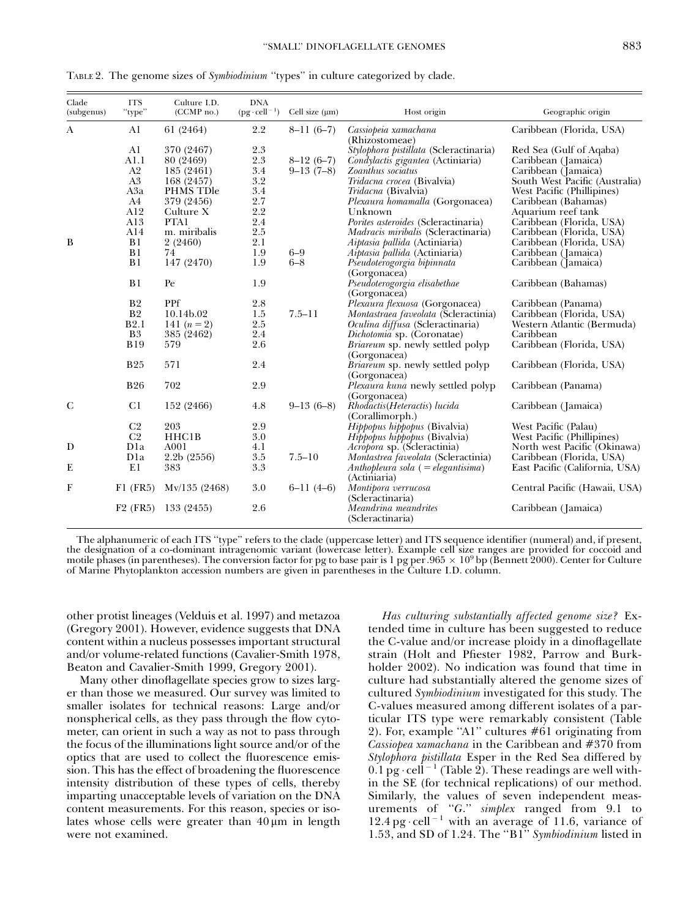TABLE 2. The genome sizes of *Symbiodinium* "types" in culture categorized by clade.

| Clade (subgenus) | ITS "type" | Culture I.D. (CCMP no.) | DNA ($pg \cdot cell^{-1}$) | Cell size (μm) | Host origin | Geographic origin |
|---|---|---|---|---|---|---|
| A | A1 | 61 (2464) | 2.2 | 8–11 (6–7) | *Cassiopeia xamachana* (Rhizostomeae) | Caribbean (Florida, USA) |
| | A1 | 370 (2467) | 2.3 | | *Stylophora pistillata* (Scleractinaria) | Red Sea (Gulf of Aqaba) |
| | A1.1 | 80 (2469) | 2.3 | 8–12 (6–7) | *Condylactis gigantea* (Actiniaria) | Caribbean (Jamaica) |
| | A2 | 185 (2461) | 3.4 | 9–13 (7–8) | *Zoanthus sociatus* | Caribbean (Jamaica) |
| | A3 | 168 (2457) | 3.2 | | *Tridacna crocea* (Bivalvia) | South West Pacific (Australia) |
| | A3a | PHMS TDle | 3.4 | | *Tridacna* (Bivalvia) | West Pacific (Phillipines) |
| | A4 | 379 (2456) | 2.7 | | *Plexaura homamalla* (Gorgonacea) | Caribbean (Bahamas) |
| | A12 | Culture X | 2.2 | | Unknown | Aquarium reef tank |
| | A13 | PTA1 | 2.4 | | *Porites asteroides* (Scleractinaria) | Caribbean (Florida, USA) |
| | A14 | m. miribalis | 2.5 | | *Madracis miribalis* (Scleractinaria) | Caribbean (Florida, USA) |
| B | B1 | 2 (2460) | 2.1 | | *Aiptasia pallida* (Actiniaria) | Caribbean (Florida, USA) |
| | B1 | 74 | 1.9 | 6–9 | *Aiptasia pallida* (Actiniaria) | Caribbean (Jamaica) |
| | B1 | 147 (2470) | 1.9 | 6–8 | *Pseudoterogorgia bipinnata* (Gorgonacea) | Caribbean (Jamaica) |
| | B1 | Pe | 1.9 | | *Pseudoterogorgia elisabethae* (Gorgonacea) | Caribbean (Bahamas) |
| | B2 | PPf | 2.8 | | *Plexaura flexuosa* (Gorgonacea) | Caribbean (Panama) |
| | B2 | 10.14b.02 | 1.5 | 7.5–11 | *Montastraea faveolata* (Scleractinia) | Caribbean (Florida, USA) |
| | B2.1 | 141 ($n = 2$) | 2.5 | | *Oculina diffusa* (Scleractinaria) | Western Atlantic (Bermuda) |
| | B3 | 385 (2462) | 2.4 | | *Dichotomia* sp. (Coronatae) | Caribbean |
| | B19 | 579 | 2.6 | | *Briareum* sp. newly settled polyp (Gorgonacea) | Caribbean (Florida, USA) |
| | B25 | 571 | 2.4 | | *Briareum* sp. newly settled polyp (Gorgonacea) | Caribbean (Florida, USA) |
| | B26 | 702 | 2.9 | | *Plexaura kuna* newly settled polyp (Gorgonacea) | Caribbean (Panama) |
| C | C1 | 152 (2466) | 4.8 | 9–13 (6–8) | *Rhodactis(Heteractis) lucida* (Corallimorph.) | Caribbean (Jamaica) |
| | C2 | 203 | 2.9 | | *Hippopus hippopus* (Bivalvia) | West Pacific (Palau) |
| | C2 | HHC1B | 3.0 | | *Hippopus hippopus* (Bivalvia) | West Pacific (Phillipines) |
| D | D1a | A001 | 4.1 | | *Acropora* sp. (Scleractinia) | North west Pacific (Okinawa) |
| | D1a | 2.2b (2556) | 3.5 | 7.5–10 | *Montastrea faveolata* (Scleractinia) | Caribbean (Florida, USA) |
| E | E1 | 383 | 3.3 | | *Anthopleura sola* (= *elegantisima*) (Actiniaria) | East Pacific (California, USA) |
| F | F1 (FR5) | Mv/135 (2468) | 3.0 | 6–11 (4–6) | *Montipora verrucosa* (Scleractinaria) | Central Pacific (Hawaii, USA) |
| | F2 (FR5) | 133 (2455) | 2.6 | | *Meandrina meandrites* (Scleractinaria) | Caribbean (Jamaica) |

The alphanumeric of each ITS "type" refers to the clade (uppercase letter) and ITS sequence identifier (numeral) and, if present, the designation of a co-dominant intragenomic variant (lowercase letter). Example cell size ranges are provided for coccoid and motile phases (in parentheses). The conversion factor for pg to base pair is 1 pg per $.965 \times 10^9$ bp (Bennett 2000). Center for Culture of Marine Phytoplankton accession numbers are given in parentheses in the Culture I.D. column.

other protist lineages (Velduis et al. 1997) and metazoa (Gregory 2001). However, evidence suggests that DNA content within a nucleus possesses important structural and/or volume-related functions (Cavalier-Smith 1978, Beaton and Cavalier-Smith 1999, Gregory 2001).

Many other dinoflagellate species grow to sizes larger than those we measured. Our survey was limited to smaller isolates for technical reasons: Large and/or nonspherical cells, as they pass through the flow cytometer, can orient in such a way as not to pass through the focus of the illuminations light source and/or of the optics that are used to collect the fluorescence emission. This has the effect of broadening the fluorescence intensity distribution of these types of cells, thereby imparting unacceptable levels of variation on the DNA content measurements. For this reason, species or isolates whose cells were greater than 40 μm in length were not examined.

*Has culturing substantially affected genome size?* Extended time in culture has been suggested to reduce the C-value and/or increase ploidy in a dinoflagellate strain (Holt and Pfiester 1982, Parrow and Burkholder 2002). No indication was found that time in culture had substantially altered the genome sizes of cultured *Symbiodinium* investigated for this study. The C-values measured among different isolates of a particular ITS type were remarkably consistent (Table 2). For, example "A1" cultures #61 originating from *Cassiopea xamachana* in the Caribbean and #370 from *Stylophora pistillata* Esper in the Red Sea differed by $0.1\ pg \cdot cell^{-1}$ (Table 2). These readings are well within the SE (for technical replications) of our method. Similarly, the values of seven independent measurements of "*G.*" *simplex* ranged from 9.1 to $12.4\ pg \cdot cell^{-1}$ with an average of 11.6, variance of 1.53, and SD of 1.24. The "B1" *Symbiodinium* listed in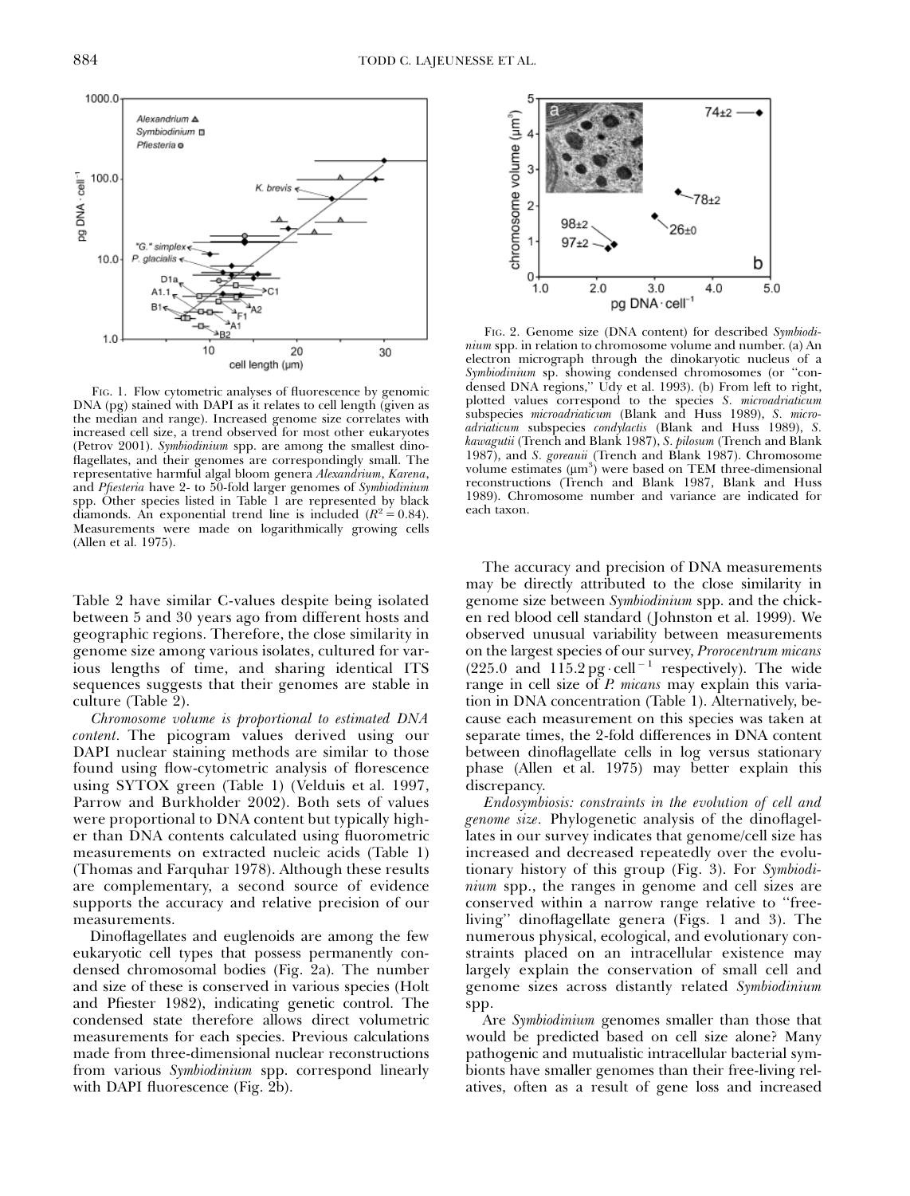FIG. 1. Flow cytometric analyses of fluorescence by genomic DNA (pg) stained with DAPI as it relates to cell length (given as the median and range). Increased genome size correlates with increased cell size, a trend observed for most other eukaryotes (Petrov 2001). *Symbiodinium* spp. are among the smallest dinoflagellates, and their genomes are correspondingly small. The representative harmful algal bloom genera *Alexandrium*, *Karena*, and *Pfiesteria* have 2- to 50-fold larger genomes of *Symbiodinium* spp. Other species listed in Table 1 are represented by black diamonds. An exponential trend line is included ($R^2 = 0.84$). Measurements were made on logarithmically growing cells (Allen et al. 1975).

FIG. 2. Genome size (DNA content) for described *Symbiodinium* spp. in relation to chromosome volume and number. (a) An electron micrograph through the dinokaryotic nucleus of a *Symbiodinium* sp. showing condensed chromosomes (or "condensed DNA regions," Udy et al. 1993). (b) From left to right, plotted values correspond to the species *S. microadriaticum* subspecies *microadriaticum* (Blank and Huss 1989), *S. microadriaticum* subspecies *condylactis* (Blank and Huss 1989), *S. kawagutii* (Trench and Blank 1987), *S. pilosum* (Trench and Blank 1987), and *S. goreauii* (Trench and Blank 1987). Chromosome volume estimates ($\mu m^3$) were based on TEM three-dimensional reconstructions (Trench and Blank 1987, Blank and Huss 1989). Chromosome number and variance are indicated for each taxon.

Table 2 have similar C-values despite being isolated between 5 and 30 years ago from different hosts and geographic regions. Therefore, the close similarity in genome size among various isolates, cultured for various lengths of time, and sharing identical ITS sequences suggests that their genomes are stable in culture (Table 2).

*Chromosome volume is proportional to estimated DNA content.* The picogram values derived using our DAPI nuclear staining methods are similar to those found using flow-cytometric analysis of florescence using SYTOX green (Table 1) (Velduis et al. 1997, Parrow and Burkholder 2002). Both sets of values were proportional to DNA content but typically higher than DNA contents calculated using fluorometric measurements on extracted nucleic acids (Table 1) (Thomas and Farquhar 1978). Although these results are complementary, a second source of evidence supports the accuracy and relative precision of our measurements.

Dinoflagellates and euglenoids are among the few eukaryotic cell types that possess permanently condensed chromosomal bodies (Fig. 2a). The number and size of these is conserved in various species (Holt and Pfiester 1982), indicating genetic control. The condensed state therefore allows direct volumetric measurements for each species. Previous calculations made from three-dimensional nuclear reconstructions from various *Symbiodinium* spp. correspond linearly with DAPI fluorescence (Fig. 2b).

The accuracy and precision of DNA measurements may be directly attributed to the close similarity in genome size between *Symbiodinium* spp. and the chicken red blood cell standard (Johnston et al. 1999). We observed unusual variability between measurements on the largest species of our survey, *Prorocentrum micans* (225.0 and 115.2 pg · cell$^{-1}$ respectively). The wide range in cell size of *P. micans* may explain this variation in DNA concentration (Table 1). Alternatively, because each measurement on this species was taken at separate times, the 2-fold differences in DNA content between dinoflagellate cells in log versus stationary phase (Allen et al. 1975) may better explain this discrepancy.

*Endosymbiosis: constraints in the evolution of cell and genome size.* Phylogenetic analysis of the dinoflagellates in our survey indicates that genome/cell size has increased and decreased repeatedly over the evolutionary history of this group (Fig. 3). For *Symbiodinium* spp., the ranges in genome and cell sizes are conserved within a narrow range relative to "free-living" dinoflagellate genera (Figs. 1 and 3). The numerous physical, ecological, and evolutionary constraints placed on an intracellular existence may largely explain the conservation of small cell and genome sizes across distantly related *Symbiodinium* spp.

Are *Symbiodinium* genomes smaller than those that would be predicted based on cell size alone? Many pathogenic and mutualistic intracellular bacterial symbionts have smaller genomes than their free-living relatives, often as a result of gene loss and increased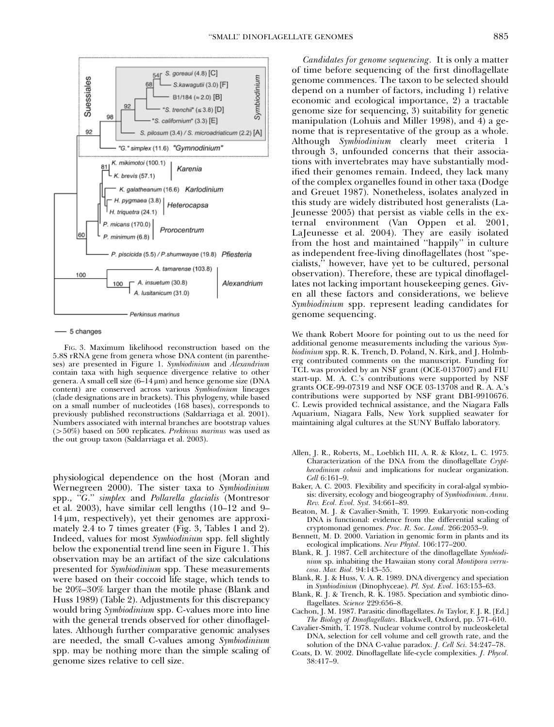Fig. 3. Maximum likelihood reconstruction based on the 5.8S rRNA gene from genera whose DNA content (in parentheses) are presented in Figure 1. *Symbiodinium* and *Alexandrium* contain taxa with high sequence divergence relative to other genera. A small cell size (6–14 μm) and hence genome size (DNA content) are conserved across various *Symbiodinium* lineages (clade designations are in brackets). This phylogeny, while based on a small number of nucleotides (168 bases), corresponds to previously published reconstructions (Saldarriaga et al. 2001). Numbers associated with internal branches are bootstrap values (>50%) based on 500 replicates. *Prekinsus marinus* was used as the out group taxon (Saldarriaga et al. 2003).

physiological dependence on the host (Moran and Wernegreen 2000). The sister taxa to *Symbiodinium* spp., "*G.*" *simplex* and *Pollarella glacialis* (Montresor et al. 2003), have similar cell lengths (10–12 and 9–14 μm, respectively), yet their genomes are approximately 2.4 to 7 times greater (Fig. 3, Tables 1 and 2). Indeed, values for most *Symbiodinium* spp. fell slightly below the exponential trend line seen in Figure 1. This observation may be an artifact of the size calculations presented for *Symbiodinium* spp. These measurements were based on their coccoid life stage, which tends to be 20%–30% larger than the motile phase (Blank and Huss 1989) (Table 2). Adjustments for this discrepancy would bring *Symbiodinium* spp. C-values more into line with the general trends observed for other dinoflagellates. Although further comparative genomic analyses are needed, the small C-values among *Symbiodinium* spp. may be nothing more than the simple scaling of genome sizes relative to cell size.

*Candidates for genome sequencing.* It is only a matter of time before sequencing of the first dinoflagellate genome commences. The taxon to be selected should depend on a number of factors, including 1) relative economic and ecological importance, 2) a tractable genome size for sequencing, 3) suitability for genetic manipulation (Lohuis and Miller 1998), and 4) a genome that is representative of the group as a whole. Although *Symbiodinium* clearly meet criteria 1 through 3, unfounded concerns that their associations with invertebrates may have substantially modified their genomes remain. Indeed, they lack many of the complex organelles found in other taxa (Dodge and Greuet 1987). Nonetheless, isolates analyzed in this study are widely distributed host generalists (LaJeunesse 2005) that persist as viable cells in the external environment (Van Oppen et al. 2001, LaJeunesse et al. 2004). They are easily isolated from the host and maintained "happily" in culture as independent free-living dinoflagellates (host "specialists," however, have yet to be cultured, personal observation). Therefore, these are typical dinoflagellates not lacking important housekeeping genes. Given all these factors and considerations, we believe *Symbiodinium* spp. represent leading candidates for genome sequencing.

We thank Robert Moore for pointing out to us the need for additional genome measurements including the various *Symbiodinium* spp. R. K. Trench, D. Poland, N. Kirk, and J. Holmberg contributed comments on the manuscript. Funding for TCL was provided by an NSF grant (OCE-0137007) and FIU start-up. M. A. C.'s contributions were supported by NSF grants OCE-99-07319 and NSF OCE 03-13708 and R. A. A.'s contributions were supported by NSF grant DBI-9910676. C. Lewis provided technical assistance, and the Niagara Falls Aquarium, Niagara Falls, New York supplied seawater for maintaining algal cultures at the SUNY Buffalo laboratory.

Allen, J. R., Roberts, M., Loeblich III, A. R. & Klotz, L. C. 1975. Characterization of the DNA from the dinoflagellate *Crypthecodinium cohnii* and implications for nuclear organization. *Cell* 6:161–9.

Baker, A. C. 2003. Flexibility and specificity in coral-algal symbiosis: diversity, ecology and biogeography of *Symbiodinium*. *Annu. Rev. Ecol. Evol. Syst.* 34:661–89.

Beaton, M. J. & Cavalier-Smith, T. 1999. Eukaryotic non-coding DNA is functional: evidence from the differential scaling of cryptomonad genomes. *Proc. R. Soc. Lond.* 266:2053–9.

Bennett, M. D. 2000. Variation in genomic form in plants and its ecological implications. *New Phytol.* 106:177–200.

Blank, R. J. 1987. Cell architecture of the dinoflagellate *Symbiodinium* sp. inhabiting the Hawaiian stony coral *Montipora verrucosa*. *Mar. Biol.* 94:143–55.

Blank, R. J. & Huss, V. A. R. 1989. DNA divergency and speciation in *Symbiodinium* (Dinophyceae). *Pl. Syst. Evol.* 163:153–63.

Blank, R. J. & Trench, R. K. 1985. Speciation and symbiotic dinoflagellates. *Science* 229:656–8.

Cachon, J. M. 1987. Parasitic dinoflagellates. *In* Taylor, F. J. R. [Ed.] *The Biology of Dinoflagellates*. Blackwell, Oxford, pp. 571–610.

Cavalier-Smith, T. 1978. Nuclear volume control by nucleoskeletal DNA, selection for cell volume and cell growth rate, and the solution of the DNA C-value paradox. *J. Cell Sci.* 34:247–78.

Coats, D. W. 2002. Dinoflagellate life-cycle complexities. *J. Phycol.* 38:417–9.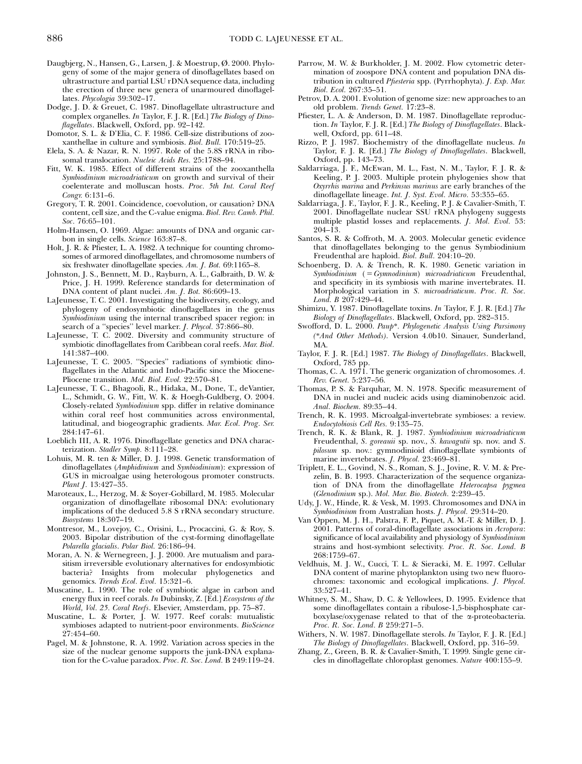Daugbjerg, N., Hansen, G., Larsen, J. & Moestrup, Ø. 2000. Phylogeny of some of the major genera of dinoflagellates based on ultrastructure and partial LSU rDNA sequence data, including the erection of three new genera of unarmoured dinoflagellates. *Phycologia* 39:302–17.

Dodge, J. D. & Greuet, C. 1987. Dinoflagellate ultrastructure and complex organelles. *In* Taylor, F. J. R. [Ed.] *The Biology of Dinoflagellates*. Blackwell, Oxford, pp. 92–142.

Domotor, S. L. & D'Elia, C. F. 1986. Cell-size distributions of zooxanthellae in culture and symbiosis. *Biol. Bull.* 170:519–25.

Elela, S. A. & Nazar, R. N. 1997. Role of the 5.8S rRNA in ribosomal translocation. *Nucleic Acids Res.* 25:1788–94.

Fitt, W. K. 1985. Effect of different strains of the zooxanthella *Symbiodinium microadriaticum* on growth and survival of their coelenterate and molluscan hosts. *Proc. 5th Int. Coral Reef Congr.* 6:131–6.

Gregory, T. R. 2001. Coincidence, coevolution, or causation? DNA content, cell size, and the C-value enigma. *Biol. Rev. Camb. Phil. Soc.* 76:65–101.

Holm-Hansen, O. 1969. Algae: amounts of DNA and organic carbon in single cells. *Science* 163:87–8.

Holt, J. R. & Pfiester, L. A. 1982. A technique for counting chromosomes of armored dinoflagellates, and chromosome numbers of six freshwater dinoflagellate species. *Am. J. Bot.* 69:1165–8.

Johnston, J. S., Bennett, M. D., Rayburn, A. L., Galbraith, D. W. & Price, J. H. 1999. Reference standards for determination of DNA content of plant nuclei. *Am. J. Bot.* 86:609–13.

LaJeunesse, T. C. 2001. Investigating the biodiversity, ecology, and phylogeny of endosymbiotic dinoflagellates in the genus *Symbiodinium* using the internal transcribed spacer region: in search of a "species" level marker. *J. Phycol.* 37:866–80.

LaJeunesse, T. C. 2002. Diversity and community structure of symbiotic dinoflagellates from Caribbean coral reefs. *Mar. Biol.* 141:387–400.

LaJeunesse, T. C. 2005. "Species" radiations of symbiotic dinoflagellates in the Atlantic and Indo-Pacific since the Miocene-Pliocene transition. *Mol. Biol. Evol.* 22:570–81.

LaJeunesse, T. C., Bhagooli, R., Hidaka, M., Done, T., deVantier, L., Schmidt, G. W., Fitt, W. K. & Hoegh-Guldberg, O. 2004. Closely-related *Symbiodinium* spp. differ in relative dominance within coral reef host communities across environmental, latitudinal, and biogeographic gradients. *Mar. Ecol. Prog. Ser.* 284:147–61.

Loeblich III, A. R. 1976. Dinoflagellate genetics and DNA characterization. *Stadler Symp.* 8:111–28.

Lohuis, M. R. ten & Miller, D. J. 1998. Genetic transformation of dinoflagellates (*Amphidinium* and *Symbiodinium*): expression of GUS in microalgae using heterologous promoter constructs. *Plant J.* 13:427–35.

Maroteaux, L., Herzog, M. & Soyer-Gobillard, M. 1985. Molecular organization of dinoflagellate ribosomal DNA: evolutionary implications of the deduced 5.8 S rRNA secondary structure. *Biosystems* 18:307–19.

Montresor, M., Lovejoy, C., Orisini, L., Procaccini, G. & Roy, S. 2003. Bipolar distribution of the cyst-forming dinoflagellate *Polarella glacialis*. *Polar Biol.* 26:186–94.

Moran, A. N. & Wernegreen, J. J. 2000. Are mutualism and parasitism irreversible evolutionary alternatives for endosymbiotic bacteria? Insights from molecular phylogenetics and genomics. *Trends Ecol. Evol.* 15:321–6.

Muscatine, L. 1990. The role of symbiotic algae in carbon and energy flux in reef corals. *In* Dubinsky, Z. [Ed.] *Ecosystems of the World, Vol. 25. Coral Reefs*. Elsevier, Amsterdam, pp. 75–87.

Muscatine, L. & Porter, J. W. 1977. Reef corals: mutualistic symbioses adapted to nutrient-poor environments. *BioScience* 27:454–60.

Pagel, M. & Johnstone, R. A. 1992. Variation across species in the size of the nuclear genome supports the junk-DNA explanation for the C-value paradox. *Proc. R. Soc. Lond.* B 249:119–24.

Parrow, M. W. & Burkholder, J. M. 2002. Flow cytometric determination of zoospore DNA content and population DNA distribution in cultured *Pfiesteria* spp. (Pyrrhophyta). *J. Exp. Mar. Biol. Ecol.* 267:35–51.

Petrov, D. A. 2001. Evolution of genome size: new approaches to an old problem. *Trends Genet.* 17:23–8.

Pfiester, L. A. & Anderson, D. M. 1987. Dinoflagellate reproduction. *In* Taylor, F. J. R. [Ed.] *The Biology of Dinoflagellates*. Blackwell, Oxford, pp. 611–48.

Rizzo, P. J. 1987. Biochemistry of the dinoflagellate nucleus. *In* Taylor, F. J. R. [Ed.] *The Biology of Dinoflagellates*. Blackwell, Oxford, pp. 143–73.

Saldarriaga, J. F., McEwan, M. L., Fast, N. M., Taylor, F. J. R. & Keeling, P. J. 2003. Multiple protein phylogenies show that *Oxyrrhis marina* and *Perkinsus marinus* are early branches of the dinoflagellate lineage. *Int. J. Syst. Evol. Micro.* 53:355–65.

Saldarriaga, J. F., Taylor, F. J. R., Keeling, P. J. & Cavalier-Smith, T. 2001. Dinoflagellate nuclear SSU rRNA phylogeny suggests multiple plastid losses and replacements. *J. Mol. Evol.* 53: 204–13.

Santos, S. R. & Coffroth, M. A. 2003. Molecular genetic evidence that dinoflagellates belonging to the genus Symbiodinium Freudenthal are haploid. *Biol. Bull.* 204:10–20.

Schoenberg, D. A. & Trench, R. K. 1980. Genetic variation in *Symbiodinium* (=*Gymnodinium*) *microadriaticum* Freudenthal, and specificity in its symbiosis with marine invertebrates. II. Morphological variation in *S. microadriaticum*. *Proc. R. Soc. Lond. B* 207:429–44.

Shimizu, Y. 1987. Dinoflagellate toxins. *In* Taylor, F. J. R. [Ed.] *The Biology of Dinoflagellates*. Blackwell, Oxford, pp. 282–315.

Swofford, D. L. 2000. *Paup\*. Phylogenetic Analysis Using Parsimony (\*And Other Methods)*. Version 4.0b10. Sinauer, Sunderland, MA.

Taylor, F. J. R. [Ed.] 1987. *The Biology of Dinoflagellates*. Blackwell, Oxford, 785 pp.

Thomas, C. A. 1971. The generic organization of chromosomes. *A. Rev. Genet.* 5:237–56.

Thomas, P. S. & Farquhar, M. N. 1978. Specific measurement of DNA in nuclei and nucleic acids using diaminobenzoic acid. *Anal. Biochem.* 89:35–44.

Trench, R. K. 1993. Microalgal-invertebrate symbioses: a review. *Endocytobiosis Cell Res.* 9:135–75.

Trench, R. K. & Blank, R. J. 1987. *Symbiodinium microadriaticum* Freudenthal, *S. goreauii* sp. nov., *S. kawagutii* sp. nov. and *S. pilosum* sp. nov.: gymnodinioid dinoflagellate symbionts of marine invertebrates. *J. Phycol.* 23:469–81.

Triplett, E. L., Govind, N. S., Roman, S. J., Jovine, R. V. M. & Prezelin, B. B. 1993. Characterization of the sequence organization of DNA from the dinoflagellate *Heterocapsa pygmea* (*Glenodinium* sp.). *Mol. Mar. Bio. Biotech.* 2:239–45.

Udy, J. W., Hinde, R. & Vesk, M. 1993. Chromosomes and DNA in *Symbiodinium* from Australian hosts. *J. Phycol.* 29:314–20.

Van Oppen, M. J. H., Palstra, F. P., Piquet, A. M.-T. & Miller, D. J. 2001. Patterns of coral-dinoflagellate associations in *Acropora*: significance of local availability and physiology of *Symbiodinium* strains and host-symbiont selectivity. *Proc. R. Soc. Lond. B* 268:1759–67.

Veldhuis, M. J. W., Cucci, T. L. & Sieracki, M. E. 1997. Cellular DNA content of marine phytoplankton using two new fluorochromes: taxonomic and ecological implications. *J. Phycol.* 33:527–41.

Whitney, S. M., Shaw, D. C. & Yellowlees, D. 1995. Evidence that some dinoflagellates contain a ribulose-1,5-bisphosphate carboxylase/oxygenase related to that of the α-proteobacteria. *Proc. R. Soc. Lond. B* 259:271–5.

Withers, N. W. 1987. Dinoflagellate sterols. *In* Taylor, F. J. R. [Ed.] *The Biology of Dinoflagellates*. Blackwell, Oxford, pp. 316–59.

Zhang, Z., Green, B. R. & Cavalier-Smith, T. 1999. Single gene circles in dinoflagellate chloroplast genomes. *Nature* 400:155–9.